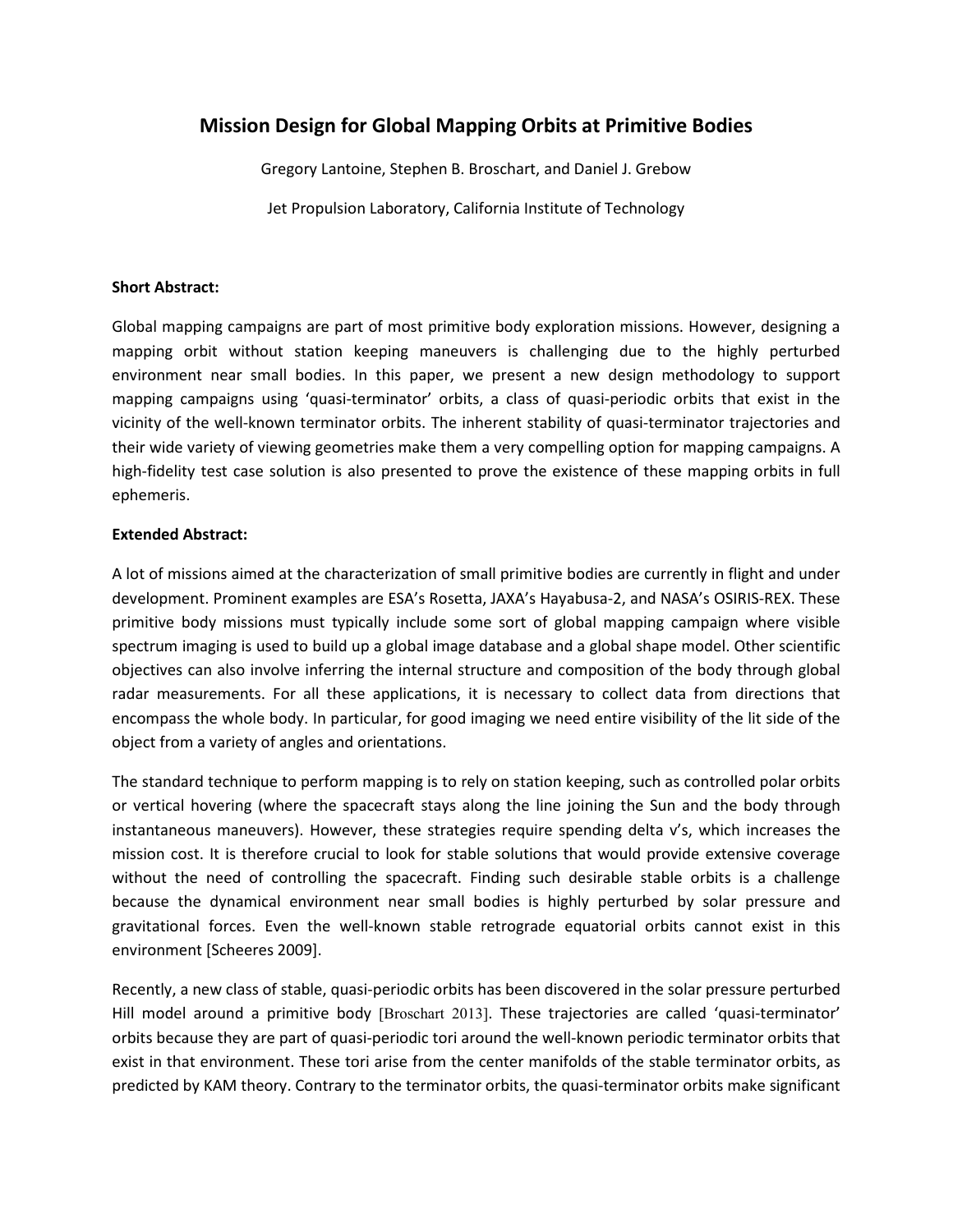# Mission Design for Global Mapping Orbits at Primitive Bodies

Gregory Lantoine, Stephen B. Broschart, and Daniel J. Grebow

Jet Propulsion Laboratory, California Institute of Technology

**Short Abstract:**

Global mapping campaigns are part of most primitive body exploration missions. However, designing a mapping orbit without station keeping maneuvers is challenging due to the highly perturbed environment near small bodies. In this paper, we present a new design methodology to support mapping campaigns using 'quasi-terminator' orbits, a class of quasi-periodic orbits that exist in the vicinity of the well-known terminator orbits. The inherent stability of quasi-terminator trajectories and their wide variety of viewing geometries make them a very compelling option for mapping campaigns. A high-fidelity test case solution is also presented to prove the existence of these mapping orbits in full ephemeris.

**Extended Abstract:**

A lot of missions aimed at the characterization of small primitive bodies are currently in flight and under development. Prominent examples are ESA's Rosetta, JAXA's Hayabusa-2, and NASA's OSIRIS-REX. These primitive body missions must typically include some sort of global mapping campaign where visible spectrum imaging is used to build up a global image database and a global shape model. Other scientific objectives can also involve inferring the internal structure and composition of the body through global radar measurements. For all these applications, it is necessary to collect data from directions that encompass the whole body. In particular, for good imaging we need entire visibility of the lit side of the object from a variety of angles and orientations.

The standard technique to perform mapping is to rely on station keeping, such as controlled polar orbits or vertical hovering (where the spacecraft stays along the line joining the Sun and the body through instantaneous maneuvers). However, these strategies require spending delta v's, which increases the mission cost. It is therefore crucial to look for stable solutions that would provide extensive coverage without the need of controlling the spacecraft. Finding such desirable stable orbits is a challenge because the dynamical environment near small bodies is highly perturbed by solar pressure and gravitational forces. Even the well-known stable retrograde equatorial orbits cannot exist in this environment [Scheeres 2009].

Recently, a new class of stable, quasi-periodic orbits has been discovered in the solar pressure perturbed Hill model around a primitive body [Broschart 2013]. These trajectories are called 'quasi-terminator' orbits because they are part of quasi-periodic tori around the well-known periodic terminator orbits that exist in that environment. These tori arise from the center manifolds of the stable terminator orbits, as predicted by KAM theory. Contrary to the terminator orbits, the quasi-terminator orbits make significant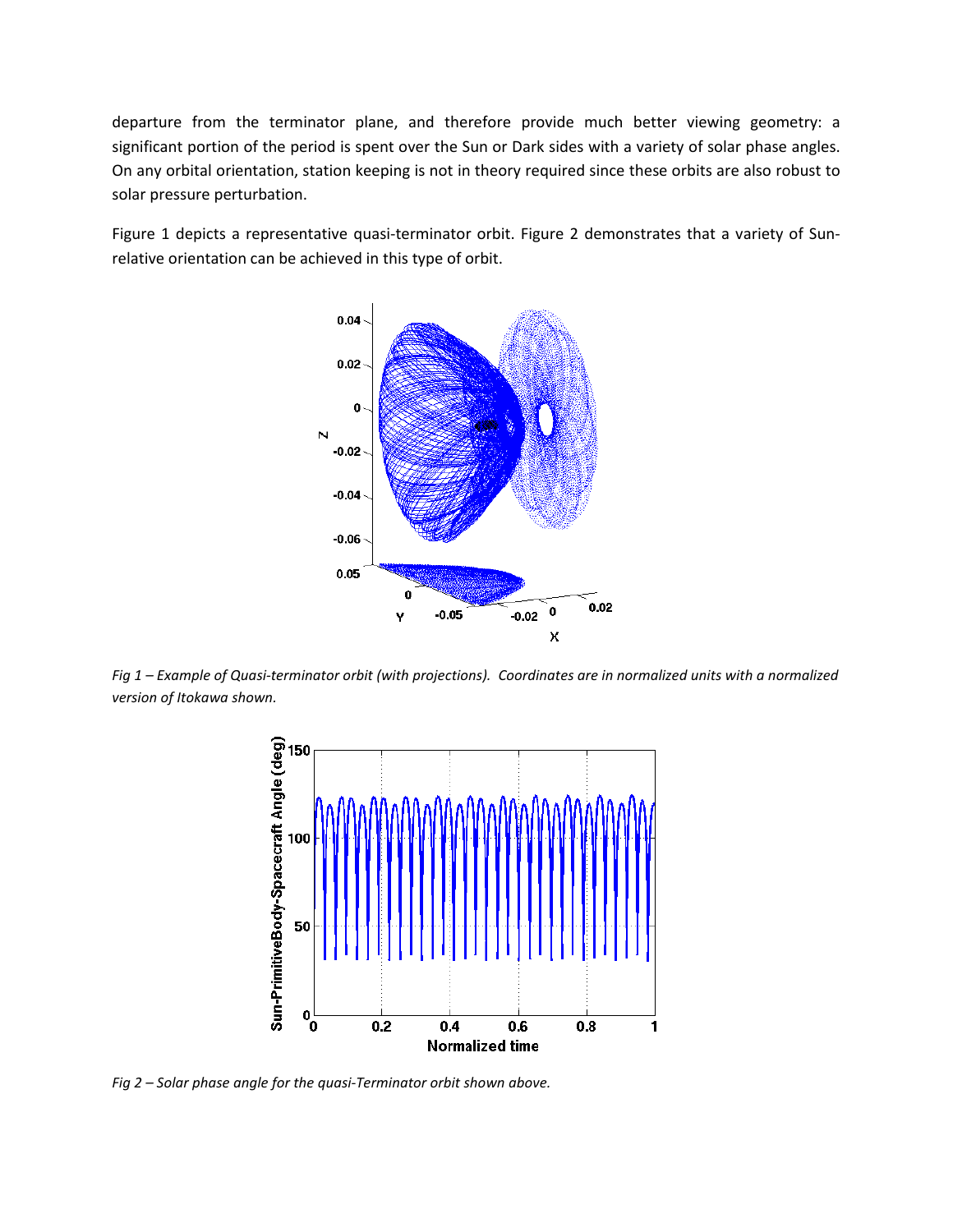departure from the terminator plane, and therefore provide much better viewing geometry: a significant portion of the period is spent over the Sun or Dark sides with a variety of solar phase angles. On any orbital orientation, station keeping is not in theory required since these orbits are also robust to solar pressure perturbation.

Figure 1 depicts a representative quasi-terminator orbit. Figure 2 demonstrates that a variety of Sun-relative orientation can be achieved in this type of orbit.

*Fig 1 – Example of Quasi-terminator orbit (with projections). Coordinates are in normalized units with a normalized version of Itokawa shown.*

*Fig 2 – Solar phase angle for the quasi-Terminator orbit shown above.*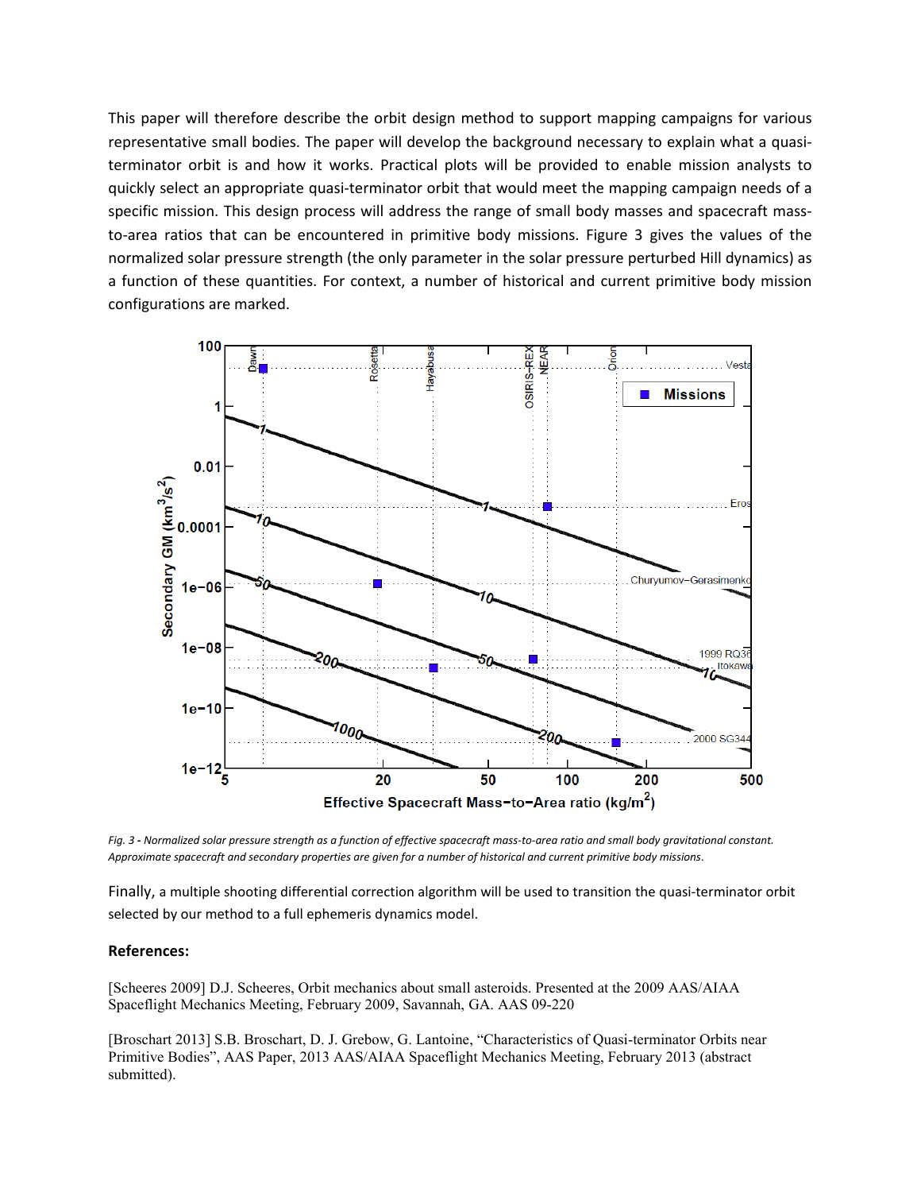This paper will therefore describe the orbit design method to support mapping campaigns for various representative small bodies. The paper will develop the background necessary to explain what a quasi-terminator orbit is and how it works. Practical plots will be provided to enable mission analysts to quickly select an appropriate quasi-terminator orbit that would meet the mapping campaign needs of a specific mission. This design process will address the range of small body masses and spacecraft mass-to-area ratios that can be encountered in primitive body missions. Figure 3 gives the values of the normalized solar pressure strength (the only parameter in the solar pressure perturbed Hill dynamics) as a function of these quantities. For context, a number of historical and current primitive body mission configurations are marked.

Secondary GM (km$^3$/s$^2$)

100
1
0.01
0.0001
1e−06
1e−08
1e−10
1e−12

Effective Spacecraft Mass−to−Area ratio (kg/m$^2$)

5
20
50
100
200
500

Dawn
Rosetta
Hayabusa
OSIRIS-REX
NEAR
Orion

Missions

Vesta
Eros
Churyumov−Gerasimenko
1999 RQ36
Itokawa
2000 SG344

1
10
50
200
1000

*Fig. 3 - Normalized solar pressure strength as a function of effective spacecraft mass-to-area ratio and small body gravitational constant. Approximate spacecraft and secondary properties are given for a number of historical and current primitive body missions.*

Finally, a multiple shooting differential correction algorithm will be used to transition the quasi-terminator orbit selected by our method to a full ephemeris dynamics model.

**References:**

[Scheeres 2009] D.J. Scheeres, Orbit mechanics about small asteroids. Presented at the 2009 AAS/AIAA Spaceflight Mechanics Meeting, February 2009, Savannah, GA. AAS 09-220

[Broschart 2013] S.B. Broschart, D. J. Grebow, G. Lantoine, "Characteristics of Quasi-terminator Orbits near Primitive Bodies", AAS Paper, 2013 AAS/AIAA Spaceflight Mechanics Meeting, February 2013 (abstract submitted).